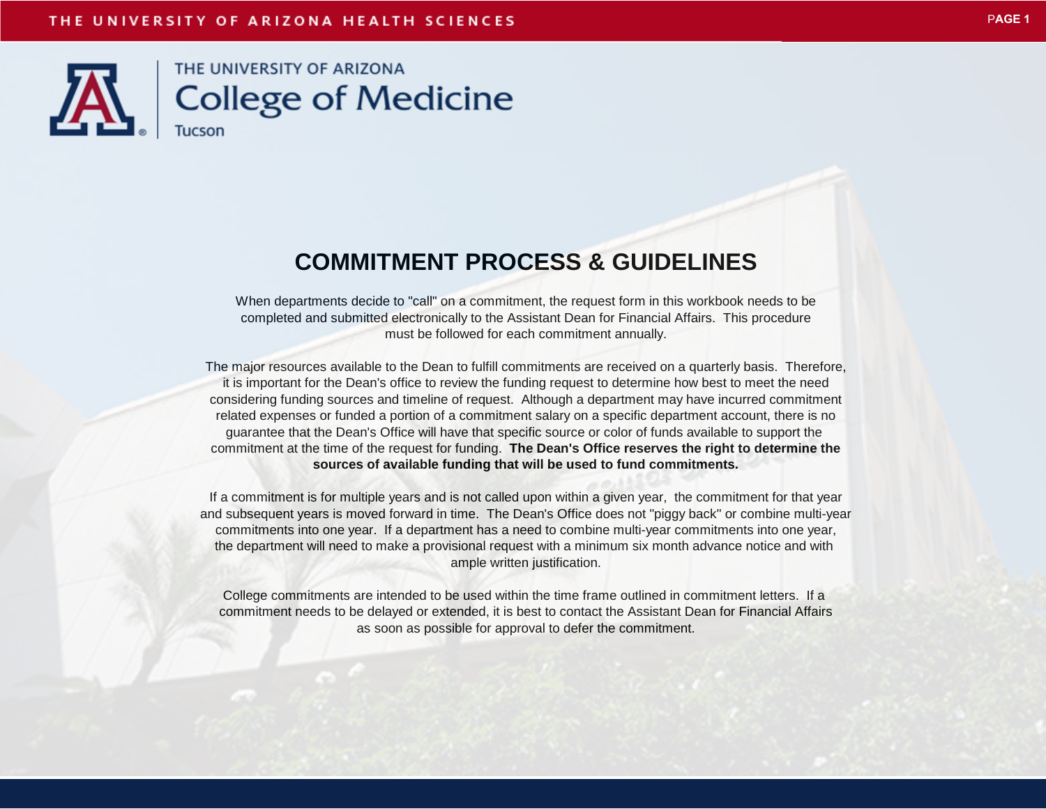THE UNIVERSITY OF ARIZONA
College of Medicine
Tucson

# COMMITMENT PROCESS & GUIDELINES

When departments decide to "call" on a commitment, the request form in this workbook needs to be completed and submitted electronically to the Assistant Dean for Financial Affairs. This procedure must be followed for each commitment annually.

The major resources available to the Dean to fulfill commitments are received on a quarterly basis. Therefore, it is important for the Dean's office to review the funding request to determine how best to meet the need considering funding sources and timeline of request. Although a department may have incurred commitment related expenses or funded a portion of a commitment salary on a specific department account, there is no guarantee that the Dean's Office will have that specific source or color of funds available to support the commitment at the time of the request for funding. **The Dean's Office reserves the right to determine the sources of available funding that will be used to fund commitments.**

If a commitment is for multiple years and is not called upon within a given year, the commitment for that year and subsequent years is moved forward in time. The Dean's Office does not "piggy back" or combine multi-year commitments into one year. If a department has a need to combine multi-year commitments into one year, the department will need to make a provisional request with a minimum six month advance notice and with ample written justification.

College commitments are intended to be used within the time frame outlined in commitment letters. If a commitment needs to be delayed or extended, it is best to contact the Assistant Dean for Financial Affairs as soon as possible for approval to defer the commitment.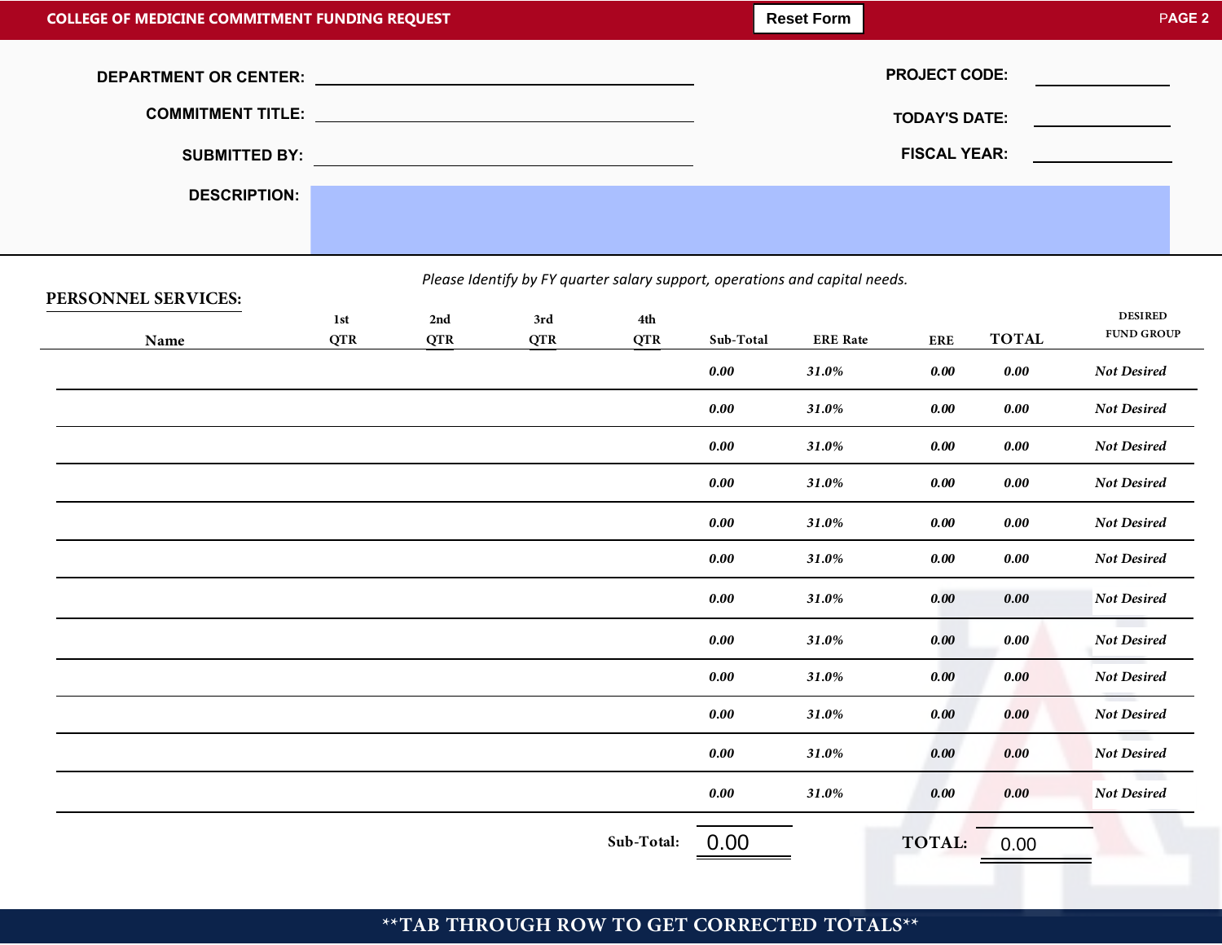## COLLEGE OF MEDICINE COMMITMENT FUNDING REQUEST

Reset Form

**DEPARTMENT OR CENTER:** ______________________

**COMMITMENT TITLE:** ______________________

**SUBMITTED BY:** ______________________

**PROJECT CODE:** ______________________

**TODAY'S DATE:** ______________________

**FISCAL YEAR:** ______________________

**DESCRIPTION:**

*Please Identify by FY quarter salary support, operations and capital needs.*

### PERSONNEL SERVICES:

| Name | 1st QTR | 2nd QTR | 3rd QTR | 4th QTR | Sub-Total | ERE Rate | ERE | TOTAL | DESIRED FUND GROUP |
|---|---|---|---|---|---|---|---|---|---|
| | | | | | *0.00* | *31.0%* | *0.00* | *0.00* | *Not Desired* |
| | | | | | *0.00* | *31.0%* | *0.00* | *0.00* | *Not Desired* |
| | | | | | *0.00* | *31.0%* | *0.00* | *0.00* | *Not Desired* |
| | | | | | *0.00* | *31.0%* | *0.00* | *0.00* | *Not Desired* |
| | | | | | *0.00* | *31.0%* | *0.00* | *0.00* | *Not Desired* |
| | | | | | *0.00* | *31.0%* | *0.00* | *0.00* | *Not Desired* |
| | | | | | *0.00* | *31.0%* | *0.00* | *0.00* | *Not Desired* |
| | | | | | *0.00* | *31.0%* | *0.00* | *0.00* | *Not Desired* |
| | | | | | *0.00* | *31.0%* | *0.00* | *0.00* | *Not Desired* |
| | | | | | *0.00* | *31.0%* | *0.00* | *0.00* | *Not Desired* |
| | | | | | *0.00* | *31.0%* | *0.00* | *0.00* | *Not Desired* |
| | | | | | *0.00* | *31.0%* | *0.00* | *0.00* | *Not Desired* |

**Sub-Total:** 0.00

**TOTAL:** 0.00

**\*\*TAB THROUGH ROW TO GET CORRECTED TOTALS\*\***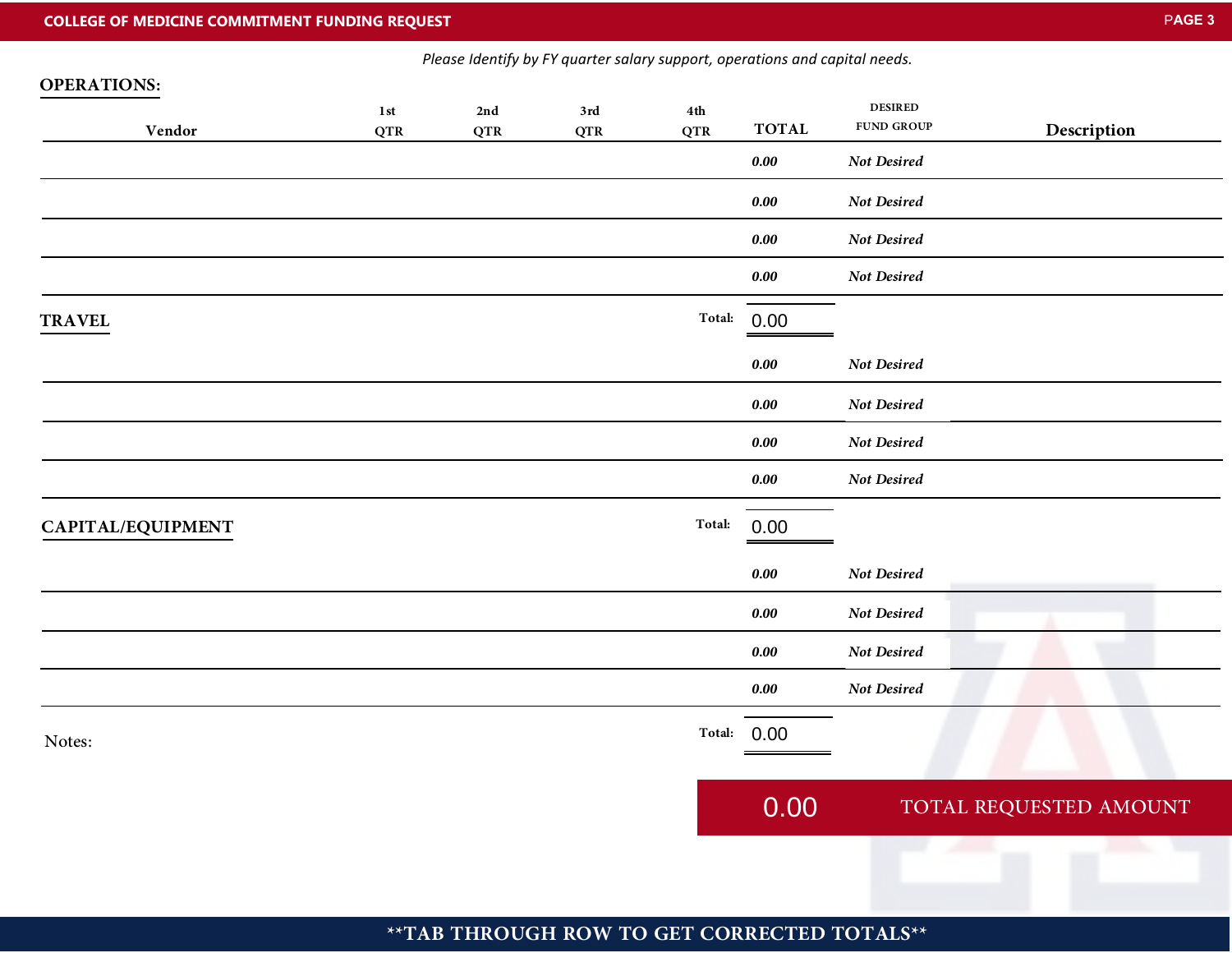## COLLEGE OF MEDICINE COMMITMENT FUNDING REQUEST

*Please Identify by FY quarter salary support, operations and capital needs.*

### OPERATIONS:

| Vendor | 1st QTR | 2nd QTR | 3rd QTR | 4th QTR | TOTAL | DESIRED FUND GROUP | Description |
|---|---|---|---|---|---|---|---|
| | | | | | ***0.00*** | ***Not Desired*** | |
| | | | | | ***0.00*** | ***Not Desired*** | |
| | | | | | ***0.00*** | ***Not Desired*** | |
| | | | | | ***0.00*** | ***Not Desired*** | |
| | | | | **Total:** | 0.00 | | |

### TRAVEL

| | | | | | | | |
|---|---|---|---|---|---|---|---|
| | | | | | ***0.00*** | ***Not Desired*** | |
| | | | | | ***0.00*** | ***Not Desired*** | |
| | | | | | ***0.00*** | ***Not Desired*** | |
| | | | | | ***0.00*** | ***Not Desired*** | |
| | | | | **Total:** | 0.00 | | |

### CAPITAL/EQUIPMENT

| | | | | | | | |
|---|---|---|---|---|---|---|---|
| | | | | | ***0.00*** | ***Not Desired*** | |
| | | | | | ***0.00*** | ***Not Desired*** | |
| | | | | | ***0.00*** | ***Not Desired*** | |
| | | | | | ***0.00*** | ***Not Desired*** | |
| | | | | **Total:** | 0.00 | | |

Notes:

**0.00 TOTAL REQUESTED AMOUNT**

**\*\*TAB THROUGH ROW TO GET CORRECTED TOTALS\*\***